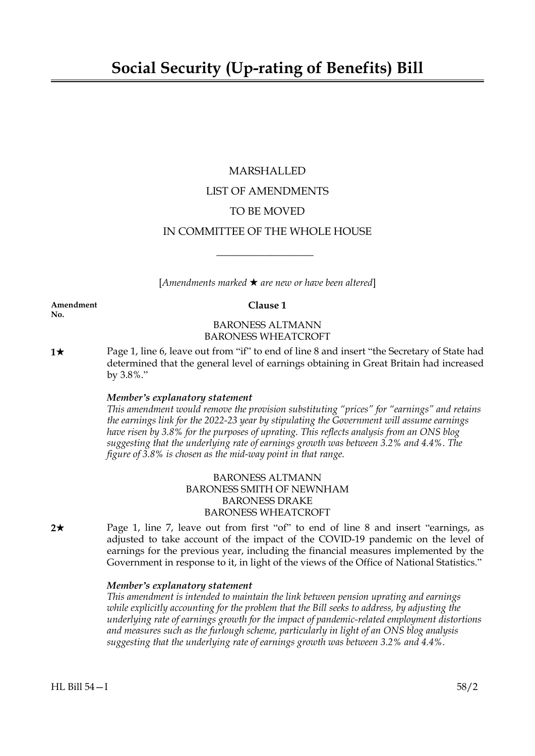# Social Security (Up-rating of Benefits) Bill

MARSHALLED

LIST OF AMENDMENTS

TO BE MOVED

IN COMMITTEE OF THE WHOLE HOUSE

---

[*Amendments marked ★ are new or have been altered*]

**Amendment No.**

**Clause 1**

BARONESS ALTMANN
BARONESS WHEATCROFT

**1★** Page 1, line 6, leave out from "if" to end of line 8 and insert "the Secretary of State had determined that the general level of earnings obtaining in Great Britain had increased by 3.8%."

***Member's explanatory statement***

*This amendment would remove the provision substituting "prices" for "earnings" and retains the earnings link for the 2022-23 year by stipulating the Government will assume earnings have risen by 3.8% for the purposes of uprating. This reflects analysis from an ONS blog suggesting that the underlying rate of earnings growth was between 3.2% and 4.4%. The figure of 3.8% is chosen as the mid-way point in that range.*

BARONESS ALTMANN
BARONESS SMITH OF NEWNHAM
BARONESS DRAKE
BARONESS WHEATCROFT

**2★** Page 1, line 7, leave out from first "of" to end of line 8 and insert "earnings, as adjusted to take account of the impact of the COVID-19 pandemic on the level of earnings for the previous year, including the financial measures implemented by the Government in response to it, in light of the views of the Office of National Statistics."

***Member's explanatory statement***

*This amendment is intended to maintain the link between pension uprating and earnings while explicitly accounting for the problem that the Bill seeks to address, by adjusting the underlying rate of earnings growth for the impact of pandemic-related employment distortions and measures such as the furlough scheme, particularly in light of an ONS blog analysis suggesting that the underlying rate of earnings growth was between 3.2% and 4.4%.*

HL Bill 54—I 58/2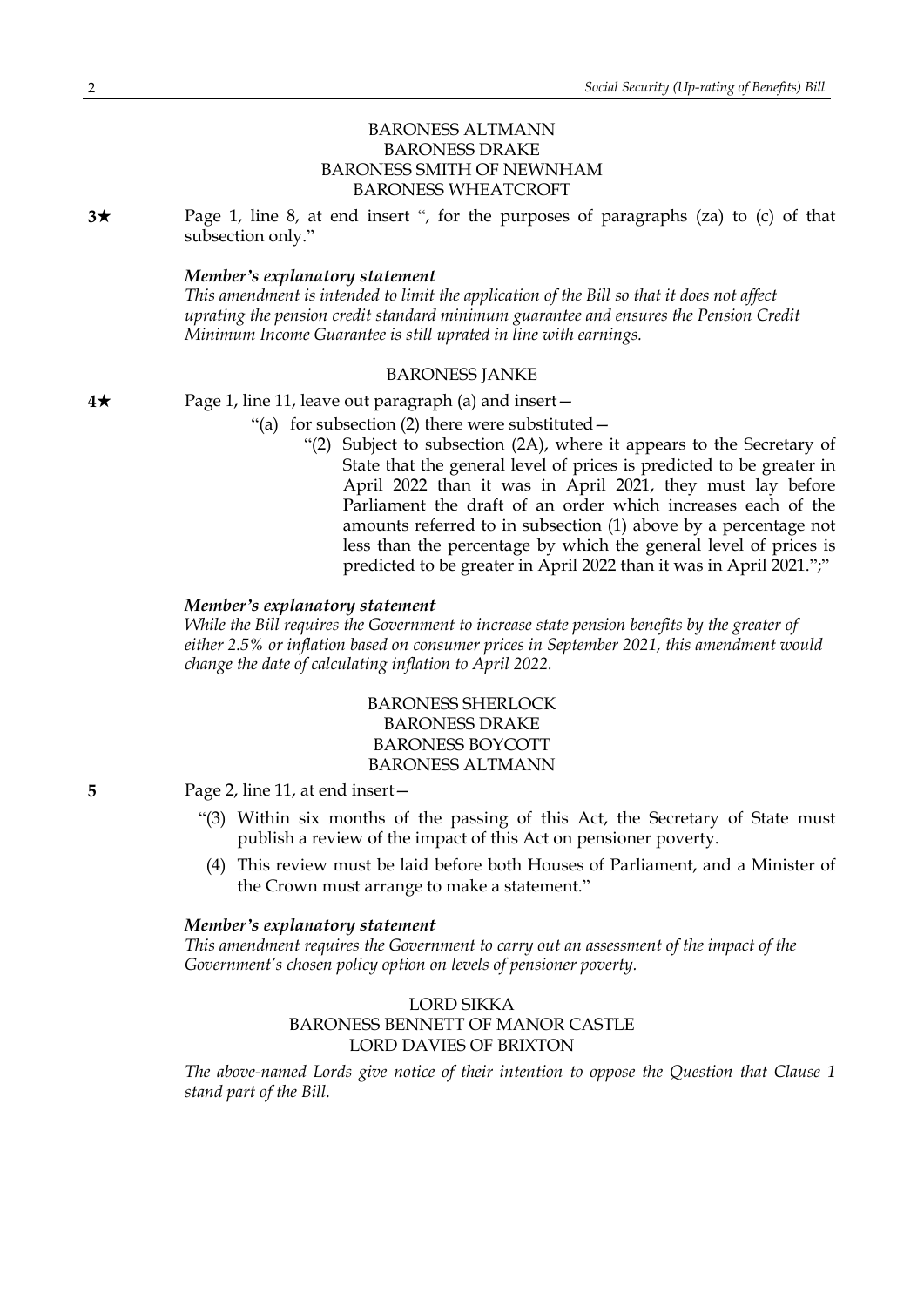BARONESS ALTMANN
BARONESS DRAKE
BARONESS SMITH OF NEWNHAM
BARONESS WHEATCROFT

**3★** Page 1, line 8, at end insert ", for the purposes of paragraphs (za) to (c) of that subsection only."

***Member's explanatory statement***

*This amendment is intended to limit the application of the Bill so that it does not affect uprating the pension credit standard minimum guarantee and ensures the Pension Credit Minimum Income Guarantee is still uprated in line with earnings.*

BARONESS JANKE

**4★** Page 1, line 11, leave out paragraph (a) and insert—

"(a) for subsection (2) there were substituted—

"(2) Subject to subsection (2A), where it appears to the Secretary of State that the general level of prices is predicted to be greater in April 2022 than it was in April 2021, they must lay before Parliament the draft of an order which increases each of the amounts referred to in subsection (1) above by a percentage not less than the percentage by which the general level of prices is predicted to be greater in April 2022 than it was in April 2021.";"

***Member's explanatory statement***

*While the Bill requires the Government to increase state pension benefits by the greater of either 2.5% or inflation based on consumer prices in September 2021, this amendment would change the date of calculating inflation to April 2022.*

BARONESS SHERLOCK
BARONESS DRAKE
BARONESS BOYCOTT
BARONESS ALTMANN

**5** Page 2, line 11, at end insert—

"(3) Within six months of the passing of this Act, the Secretary of State must publish a review of the impact of this Act on pensioner poverty.

(4) This review must be laid before both Houses of Parliament, and a Minister of the Crown must arrange to make a statement."

***Member's explanatory statement***

*This amendment requires the Government to carry out an assessment of the impact of the Government's chosen policy option on levels of pensioner poverty.*

LORD SIKKA
BARONESS BENNETT OF MANOR CASTLE
LORD DAVIES OF BRIXTON

*The above-named Lords give notice of their intention to oppose the Question that Clause 1 stand part of the Bill.*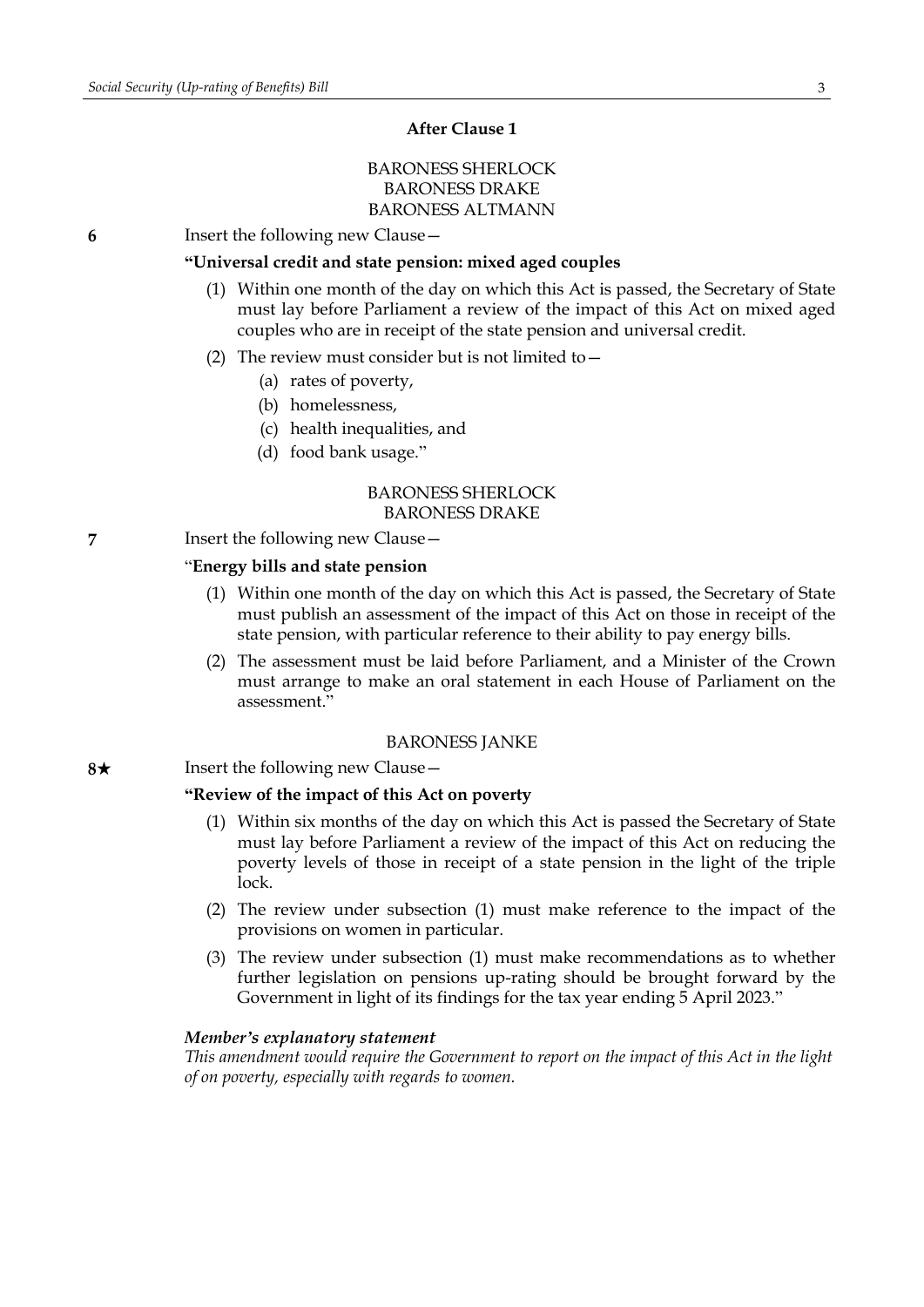**After Clause 1**

BARONESS SHERLOCK
BARONESS DRAKE
BARONESS ALTMANN

**6** Insert the following new Clause—

**"Universal credit and state pension: mixed aged couples**

(1) Within one month of the day on which this Act is passed, the Secretary of State must lay before Parliament a review of the impact of this Act on mixed aged couples who are in receipt of the state pension and universal credit.

(2) The review must consider but is not limited to—

(a) rates of poverty,

(b) homelessness,

(c) health inequalities, and

(d) food bank usage."

BARONESS SHERLOCK
BARONESS DRAKE

**7** Insert the following new Clause—

"**Energy bills and state pension**

(1) Within one month of the day on which this Act is passed, the Secretary of State must publish an assessment of the impact of this Act on those in receipt of the state pension, with particular reference to their ability to pay energy bills.

(2) The assessment must be laid before Parliament, and a Minister of the Crown must arrange to make an oral statement in each House of Parliament on the assessment."

BARONESS JANKE

**8★** Insert the following new Clause—

**"Review of the impact of this Act on poverty**

(1) Within six months of the day on which this Act is passed the Secretary of State must lay before Parliament a review of the impact of this Act on reducing the poverty levels of those in receipt of a state pension in the light of the triple lock.

(2) The review under subsection (1) must make reference to the impact of the provisions on women in particular.

(3) The review under subsection (1) must make recommendations as to whether further legislation on pensions up-rating should be brought forward by the Government in light of its findings for the tax year ending 5 April 2023."

***Member's explanatory statement***

*This amendment would require the Government to report on the impact of this Act in the light of on poverty, especially with regards to women.*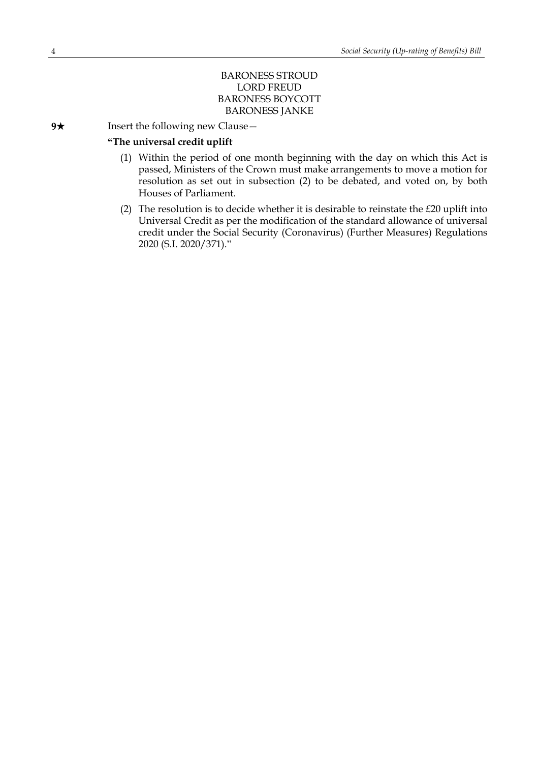BARONESS STROUD
LORD FREUD
BARONESS BOYCOTT
BARONESS JANKE

**9★** Insert the following new Clause—

**"The universal credit uplift**

(1) Within the period of one month beginning with the day on which this Act is passed, Ministers of the Crown must make arrangements to move a motion for resolution as set out in subsection (2) to be debated, and voted on, by both Houses of Parliament.

(2) The resolution is to decide whether it is desirable to reinstate the £20 uplift into Universal Credit as per the modification of the standard allowance of universal credit under the Social Security (Coronavirus) (Further Measures) Regulations 2020 (S.I. 2020/371)."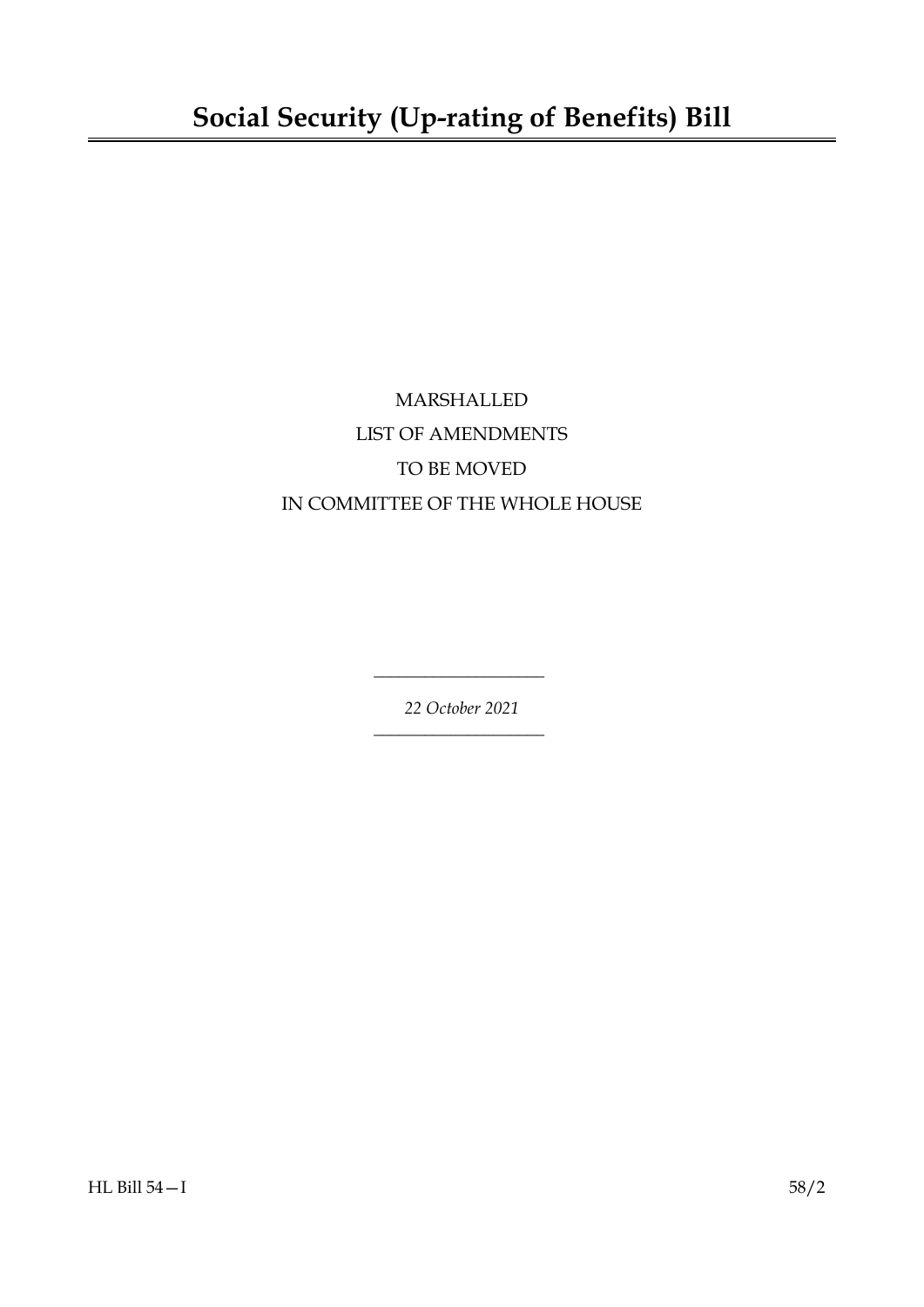# Social Security (Up-rating of Benefits) Bill

MARSHALLED

LIST OF AMENDMENTS

TO BE MOVED

IN COMMITTEE OF THE WHOLE HOUSE

---

*22 October 2021*

---

HL Bill 54—I

58/2